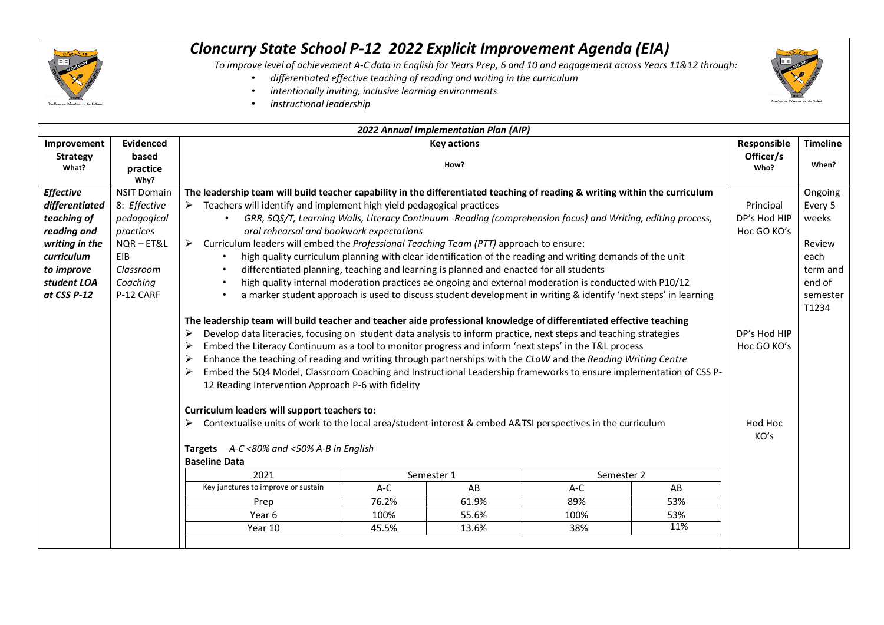# *Cloncurry State School P-12 2022 Explicit Improvement Agenda (EIA)*

*To improve level of achievement A-C data in English for Years Prep, 6 and 10 and engagement across Years 11&12 through:*

- *differentiated effective teaching of reading and writing in the curriculum*
- *intentionally inviting, inclusive learning environments*
- *instructional leadership*

## *2022 Annual Implementation Plan (AIP)*

| Improvement Strategy What? | Evidenced based practice Why? | Key actions How? | Responsible Officer/s Who? | Timeline When? |
|---|---|---|---|---|
| ***Effective differentiated teaching of reading writing in the curriculum to improve student LOA at CSS P-12*** | NSIT Domain 8: *Effective pedagogical practices* NQR – ET&L EIB *Classroom Coaching* P-12 CARF | **The leadership team will build teacher capability in the differentiated teaching of reading & writing within the curriculum**<br>➢ Teachers will identify and implement high yield pedagogical practices<br>• *GRR, 5QS/T, Learning Walls, Literacy Continuum -Reading (comprehension focus) and Writing, editing process, oral rehearsal and bookwork expectations*<br>➢ Curriculum leaders will embed the *Professional Teaching Team (PTT)* approach to ensure:<br>• high quality curriculum planning with clear identification of the reading and writing demands of the unit<br>• differentiated planning, teaching and learning is planned and enacted for all students<br>• high quality internal moderation practices ae ongoing and external moderation is conducted with P10/12<br>• a marker student approach is used to discuss student development in writing & identify 'next steps' in learning | Principal DP's Hod HIP Hoc GO KO's | Ongoing Every 5 weeks<br><br>Review each term and end of semester T1234 |
| | | **The leadership team will build teacher and teacher aide professional knowledge of differentiated effective teaching**<br>➢ Develop data literacies, focusing on student data analysis to inform practice, next steps and teaching strategies<br>➢ Embed the Literacy Continuum as a tool to monitor progress and inform 'next steps' in the T&L process<br>➢ Enhance the teaching of reading and writing through partnerships with the *CLaW* and the *Reading Writing Centre*<br>➢ Embed the 5Q4 Model, Classroom Coaching and Instructional Leadership frameworks to ensure implementation of CSS P-12 Reading Intervention Approach P-6 with fidelity | DP's Hod HIP Hoc GO KO's | |
| | | **Curriculum leaders will support teachers to:**<br>➢ Contextualise units of work to the local area/student interest & embed A&TSI perspectives in the curriculum<br><br>**Targets** *A-C <80% and <50% A-B in English*<br>**Baseline Data** | Hod Hoc KO's | |

| 2021 | Semester 1 | | Semester 2 | |
|---|---|---|---|---|
| Key junctures to improve or sustain | A-C | AB | A-C | AB |
| Prep | 76.2% | 61.9% | 89% | 53% |
| Year 6 | 100% | 55.6% | 100% | 53% |
| Year 10 | 45.5% | 13.6% | 38% | 11% |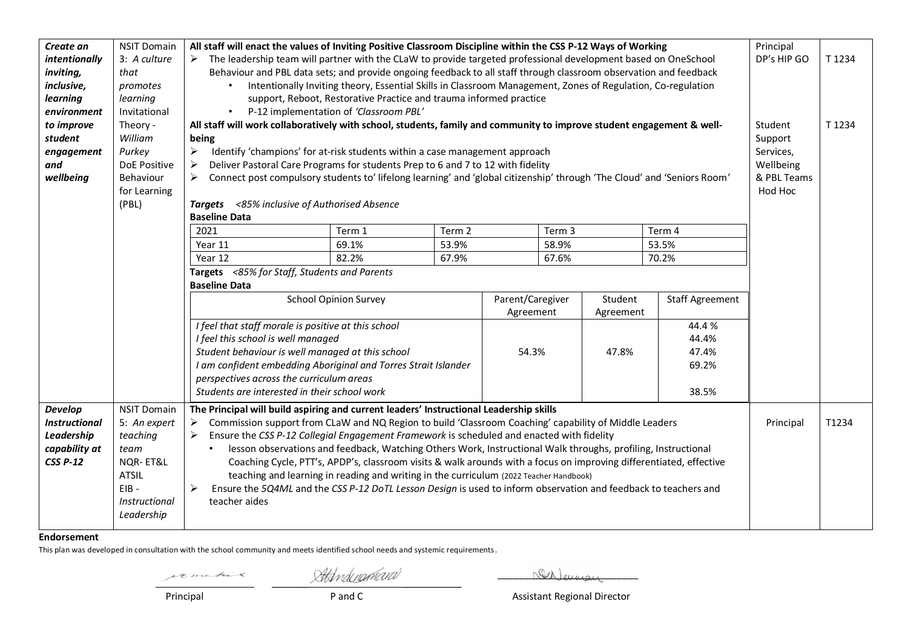| | | | | |
|---|---|---|---|---|
| ***Create an intentionally inviting, inclusive, learning environment to improve student engagement and wellbeing*** | NSIT Domain 3: *A culture that promotes learning* Invitational Theory - *William Purkey* DoE Positive Behaviour for Learning (PBL) | **All staff will enact the values of Inviting Positive Classroom Discipline within the CSS P-12 Ways of Working**<br>➢ The leadership team will partner with the CLaW to provide targeted professional development based on OneSchool Behaviour and PBL data sets; and provide ongoing feedback to all staff through classroom observation and feedback<br>• Intentionally Inviting theory, Essential Skills in Classroom Management, Zones of Regulation, Co-regulation support, Reboot, Restorative Practice and trauma informed practice<br>• P-12 implementation of *'Classroom PBL'* | Principal DP's HIP GO | T 1234 |
| | | **All staff will work collaboratively with school, students, family and community to improve student engagement & well-being**<br>➢ Identify 'champions' for at-risk students within a case management approach<br>➢ Deliver Pastoral Care Programs for students Prep to 6 and 7 to 12 with fidelity<br>➢ Connect post compulsory students to' lifelong learning' and 'global citizenship' through 'The Cloud' and 'Seniors Room'<br><br>***Targets*** *<85% inclusive of Authorised Absence*<br>**Baseline Data**<br>2021: Term 1 / Term 2 / Term 3 / Term 4<br>Year 11: 69.1% / 53.9% / 58.9% / 53.5%<br>Year 12: 82.2% / 67.9% / 67.6% / 70.2%<br><br>**Targets** *<85% for Staff, Students and Parents*<br>**Baseline Data**<br>School Opinion Survey — Parent/Caregiver Agreement / Student Agreement / Staff Agreement<br>*I feel that staff morale is positive at this school* — / — / 44.4 %<br>*I feel this school is well managed* — / — / 44.4%<br>*Student behaviour is well managed at this school* — 54.3% / 47.8% / 47.4%<br>*I am confident embedding Aboriginal and Torres Strait Islander perspectives across the curriculum areas* — / — / 69.2%<br>*Students are interested in their school work* — / — / 38.5% | Student Support Services, Wellbeing & PBL Teams Hod Hoc | T 1234 |
| ***Develop Instructional Leadership capability at CSS P-12*** | NSIT Domain 5: *An expert teaching team* NQR- ET&L ATSIL EIB - *Instructional Leadership* | **The Principal will build aspiring and current leaders' Instructional Leadership skills**<br>➢ Commission support from CLaW and NQ Region to build 'Classroom Coaching' capability of Middle Leaders<br>➢ Ensure the *CSS P-12 Collegial Engagement Framework* is scheduled and enacted with fidelity<br>• lesson observations and feedback, Watching Others Work, Instructional Walk throughs, profiling, Instructional Coaching Cycle, PTT's, APDP's, classroom visits & walk arounds with a focus on improving differentiated, effective teaching and learning in reading and writing in the curriculum (2022 Teacher Handbook)<br>➢ Ensure the *5Q4ML* and the *CSS P-12 DoTL Lesson Design* is used to inform observation and feedback to teachers and teacher aides | Principal | T1234 |

**Attendance Baseline Data**

| 2021 | Term 1 | Term 2 | Term 3 | Term 4 |
|---|---|---|---|---|
| Year 11 | 69.1% | 53.9% | 58.9% | 53.5% |
| Year 12 | 82.2% | 67.9% | 67.6% | 70.2% |

**School Opinion Survey Baseline Data**

| School Opinion Survey | Parent/Caregiver Agreement | Student Agreement | Staff Agreement |
|---|---|---|---|
| *I feel that staff morale is positive at this school* | | | 44.4 % |
| *I feel this school is well managed* | | | 44.4% |
| *Student behaviour is well managed at this school* | 54.3% | 47.8% | 47.4% |
| *I am confident embedding Aboriginal and Torres Strait Islander perspectives across the curriculum areas* | | | 69.2% |
| *Students are interested in their school work* | | | 38.5% |

**Endorsement**

This plan was developed in consultation with the school community and meets identified school needs and systemic requirements.

Principal &nbsp;&nbsp;&nbsp;&nbsp; P and C &nbsp;&nbsp;&nbsp;&nbsp; Assistant Regional Director